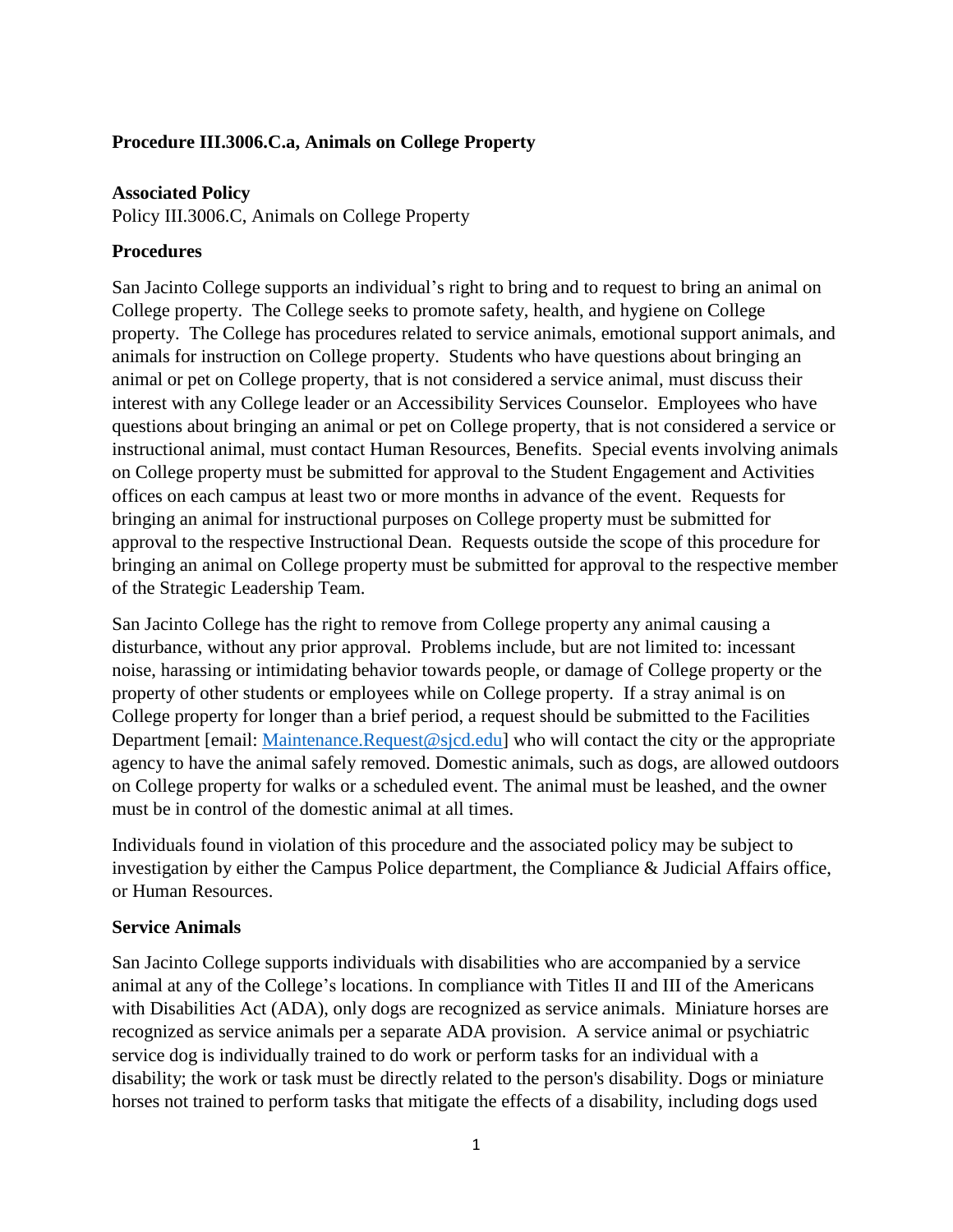**Procedure III.3006.C.a, Animals on College Property**

**Associated Policy**

Policy III.3006.C, Animals on College Property

**Procedures**

San Jacinto College supports an individual's right to bring and to request to bring an animal on College property. The College seeks to promote safety, health, and hygiene on College property. The College has procedures related to service animals, emotional support animals, and animals for instruction on College property. Students who have questions about bringing an animal or pet on College property, that is not considered a service animal, must discuss their interest with any College leader or an Accessibility Services Counselor. Employees who have questions about bringing an animal or pet on College property, that is not considered a service or instructional animal, must contact Human Resources, Benefits. Special events involving animals on College property must be submitted for approval to the Student Engagement and Activities offices on each campus at least two or more months in advance of the event. Requests for bringing an animal for instructional purposes on College property must be submitted for approval to the respective Instructional Dean. Requests outside the scope of this procedure for bringing an animal on College property must be submitted for approval to the respective member of the Strategic Leadership Team.

San Jacinto College has the right to remove from College property any animal causing a disturbance, without any prior approval. Problems include, but are not limited to: incessant noise, harassing or intimidating behavior towards people, or damage of College property or the property of other students or employees while on College property. If a stray animal is on College property for longer than a brief period, a request should be submitted to the Facilities Department [email: Maintenance.Request@sjcd.edu] who will contact the city or the appropriate agency to have the animal safely removed. Domestic animals, such as dogs, are allowed outdoors on College property for walks or a scheduled event. The animal must be leashed, and the owner must be in control of the domestic animal at all times.

Individuals found in violation of this procedure and the associated policy may be subject to investigation by either the Campus Police department, the Compliance & Judicial Affairs office, or Human Resources.

**Service Animals**

San Jacinto College supports individuals with disabilities who are accompanied by a service animal at any of the College's locations. In compliance with Titles II and III of the Americans with Disabilities Act (ADA), only dogs are recognized as service animals. Miniature horses are recognized as service animals per a separate ADA provision. A service animal or psychiatric service dog is individually trained to do work or perform tasks for an individual with a disability; the work or task must be directly related to the person's disability. Dogs or miniature horses not trained to perform tasks that mitigate the effects of a disability, including dogs used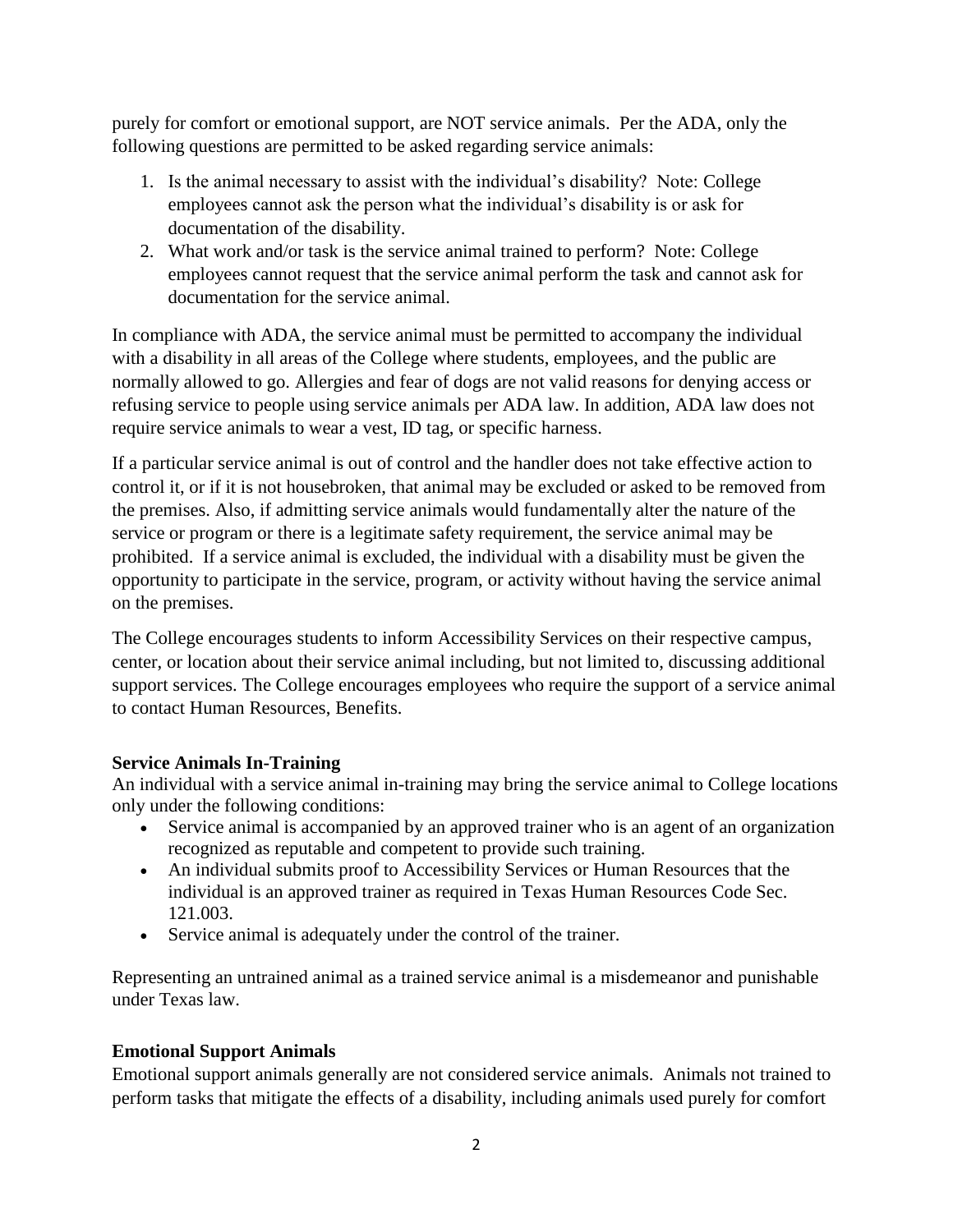purely for comfort or emotional support, are NOT service animals. Per the ADA, only the following questions are permitted to be asked regarding service animals:

1. Is the animal necessary to assist with the individual's disability? Note: College employees cannot ask the person what the individual's disability is or ask for documentation of the disability.
2. What work and/or task is the service animal trained to perform? Note: College employees cannot request that the service animal perform the task and cannot ask for documentation for the service animal.

In compliance with ADA, the service animal must be permitted to accompany the individual with a disability in all areas of the College where students, employees, and the public are normally allowed to go. Allergies and fear of dogs are not valid reasons for denying access or refusing service to people using service animals per ADA law. In addition, ADA law does not require service animals to wear a vest, ID tag, or specific harness.

If a particular service animal is out of control and the handler does not take effective action to control it, or if it is not housebroken, that animal may be excluded or asked to be removed from the premises. Also, if admitting service animals would fundamentally alter the nature of the service or program or there is a legitimate safety requirement, the service animal may be prohibited. If a service animal is excluded, the individual with a disability must be given the opportunity to participate in the service, program, or activity without having the service animal on the premises.

The College encourages students to inform Accessibility Services on their respective campus, center, or location about their service animal including, but not limited to, discussing additional support services. The College encourages employees who require the support of a service animal to contact Human Resources, Benefits.

**Service Animals In-Training**

An individual with a service animal in-training may bring the service animal to College locations only under the following conditions:

- Service animal is accompanied by an approved trainer who is an agent of an organization recognized as reputable and competent to provide such training.
- An individual submits proof to Accessibility Services or Human Resources that the individual is an approved trainer as required in Texas Human Resources Code Sec. 121.003.
- Service animal is adequately under the control of the trainer.

Representing an untrained animal as a trained service animal is a misdemeanor and punishable under Texas law.

**Emotional Support Animals**

Emotional support animals generally are not considered service animals. Animals not trained to perform tasks that mitigate the effects of a disability, including animals used purely for comfort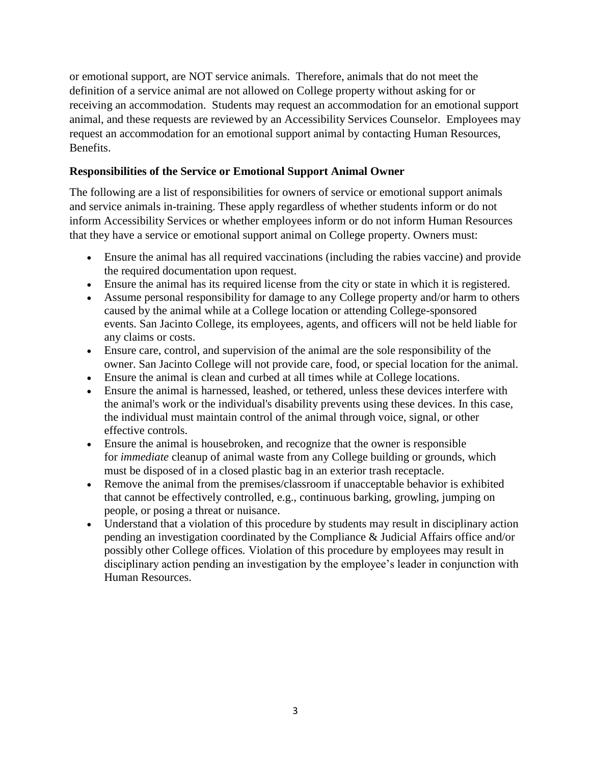or emotional support, are NOT service animals. Therefore, animals that do not meet the definition of a service animal are not allowed on College property without asking for or receiving an accommodation. Students may request an accommodation for an emotional support animal, and these requests are reviewed by an Accessibility Services Counselor. Employees may request an accommodation for an emotional support animal by contacting Human Resources, Benefits.

**Responsibilities of the Service or Emotional Support Animal Owner**

The following are a list of responsibilities for owners of service or emotional support animals and service animals in-training. These apply regardless of whether students inform or do not inform Accessibility Services or whether employees inform or do not inform Human Resources that they have a service or emotional support animal on College property. Owners must:

- Ensure the animal has all required vaccinations (including the rabies vaccine) and provide the required documentation upon request.
- Ensure the animal has its required license from the city or state in which it is registered.
- Assume personal responsibility for damage to any College property and/or harm to others caused by the animal while at a College location or attending College-sponsored events. San Jacinto College, its employees, agents, and officers will not be held liable for any claims or costs.
- Ensure care, control, and supervision of the animal are the sole responsibility of the owner. San Jacinto College will not provide care, food, or special location for the animal.
- Ensure the animal is clean and curbed at all times while at College locations.
- Ensure the animal is harnessed, leashed, or tethered, unless these devices interfere with the animal's work or the individual's disability prevents using these devices. In this case, the individual must maintain control of the animal through voice, signal, or other effective controls.
- Ensure the animal is housebroken, and recognize that the owner is responsible for *immediate* cleanup of animal waste from any College building or grounds, which must be disposed of in a closed plastic bag in an exterior trash receptacle.
- Remove the animal from the premises/classroom if unacceptable behavior is exhibited that cannot be effectively controlled, e.g., continuous barking, growling, jumping on people, or posing a threat or nuisance.
- Understand that a violation of this procedure by students may result in disciplinary action pending an investigation coordinated by the Compliance & Judicial Affairs office and/or possibly other College offices. Violation of this procedure by employees may result in disciplinary action pending an investigation by the employee's leader in conjunction with Human Resources.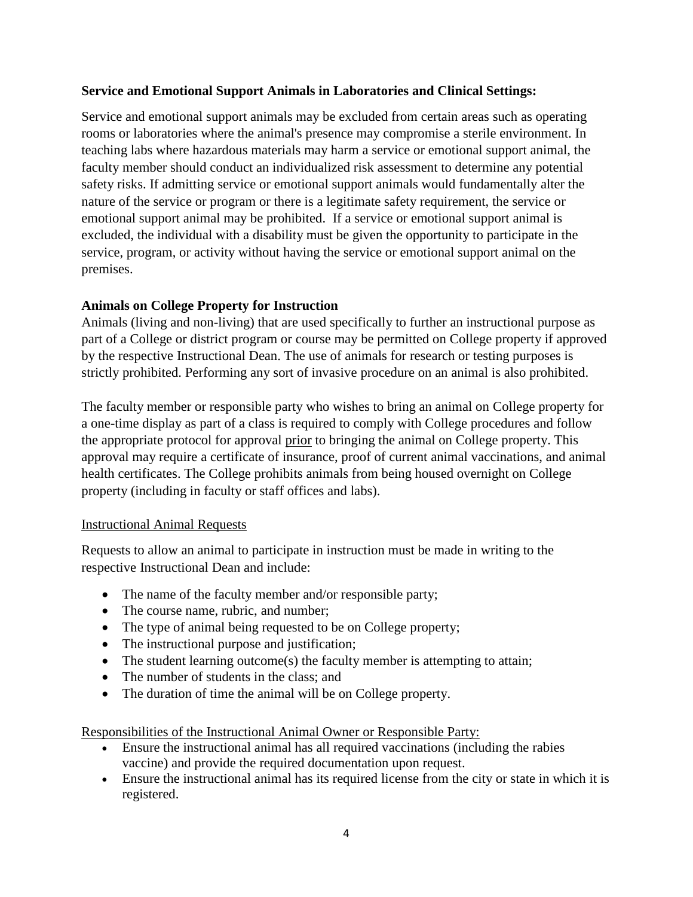### Service and Emotional Support Animals in Laboratories and Clinical Settings:

Service and emotional support animals may be excluded from certain areas such as operating rooms or laboratories where the animal's presence may compromise a sterile environment. In teaching labs where hazardous materials may harm a service or emotional support animal, the faculty member should conduct an individualized risk assessment to determine any potential safety risks. If admitting service or emotional support animals would fundamentally alter the nature of the service or program or there is a legitimate safety requirement, the service or emotional support animal may be prohibited. If a service or emotional support animal is excluded, the individual with a disability must be given the opportunity to participate in the service, program, or activity without having the service or emotional support animal on the premises.

### Animals on College Property for Instruction

Animals (living and non-living) that are used specifically to further an instructional purpose as part of a College or district program or course may be permitted on College property if approved by the respective Instructional Dean. The use of animals for research or testing purposes is strictly prohibited. Performing any sort of invasive procedure on an animal is also prohibited.

The faculty member or responsible party who wishes to bring an animal on College property for a one-time display as part of a class is required to comply with College procedures and follow the appropriate protocol for approval <u>prior</u> to bringing the animal on College property. This approval may require a certificate of insurance, proof of current animal vaccinations, and animal health certificates. The College prohibits animals from being housed overnight on College property (including in faculty or staff offices and labs).

<u>Instructional Animal Requests</u>

Requests to allow an animal to participate in instruction must be made in writing to the respective Instructional Dean and include:

- The name of the faculty member and/or responsible party;
- The course name, rubric, and number;
- The type of animal being requested to be on College property;
- The instructional purpose and justification;
- The student learning outcome(s) the faculty member is attempting to attain;
- The number of students in the class; and
- The duration of time the animal will be on College property.

<u>Responsibilities of the Instructional Animal Owner or Responsible Party:</u>

- Ensure the instructional animal has all required vaccinations (including the rabies vaccine) and provide the required documentation upon request.
- Ensure the instructional animal has its required license from the city or state in which it is registered.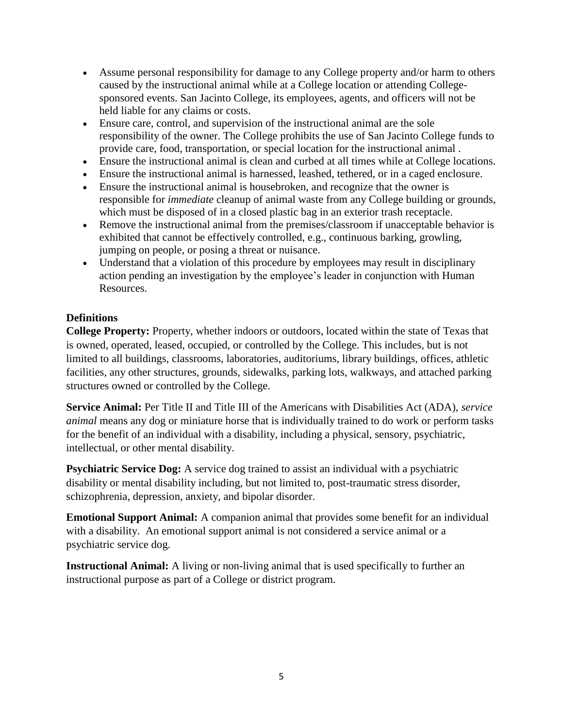- Assume personal responsibility for damage to any College property and/or harm to others caused by the instructional animal while at a College location or attending College-sponsored events. San Jacinto College, its employees, agents, and officers will not be held liable for any claims or costs.
- Ensure care, control, and supervision of the instructional animal are the sole responsibility of the owner. The College prohibits the use of San Jacinto College funds to provide care, food, transportation, or special location for the instructional animal .
- Ensure the instructional animal is clean and curbed at all times while at College locations.
- Ensure the instructional animal is harnessed, leashed, tethered, or in a caged enclosure.
- Ensure the instructional animal is housebroken, and recognize that the owner is responsible for *immediate* cleanup of animal waste from any College building or grounds, which must be disposed of in a closed plastic bag in an exterior trash receptacle.
- Remove the instructional animal from the premises/classroom if unacceptable behavior is exhibited that cannot be effectively controlled, e.g., continuous barking, growling, jumping on people, or posing a threat or nuisance.
- Understand that a violation of this procedure by employees may result in disciplinary action pending an investigation by the employee's leader in conjunction with Human Resources.

**Definitions**

**College Property:** Property, whether indoors or outdoors, located within the state of Texas that is owned, operated, leased, occupied, or controlled by the College. This includes, but is not limited to all buildings, classrooms, laboratories, auditoriums, library buildings, offices, athletic facilities, any other structures, grounds, sidewalks, parking lots, walkways, and attached parking structures owned or controlled by the College.

**Service Animal:** Per Title II and Title III of the Americans with Disabilities Act (ADA), *service animal* means any dog or miniature horse that is individually trained to do work or perform tasks for the benefit of an individual with a disability, including a physical, sensory, psychiatric, intellectual, or other mental disability.

**Psychiatric Service Dog:** A service dog trained to assist an individual with a psychiatric disability or mental disability including, but not limited to, post-traumatic stress disorder, schizophrenia, depression, anxiety, and bipolar disorder.

**Emotional Support Animal:** A companion animal that provides some benefit for an individual with a disability. An emotional support animal is not considered a service animal or a psychiatric service dog.

**Instructional Animal:** A living or non-living animal that is used specifically to further an instructional purpose as part of a College or district program.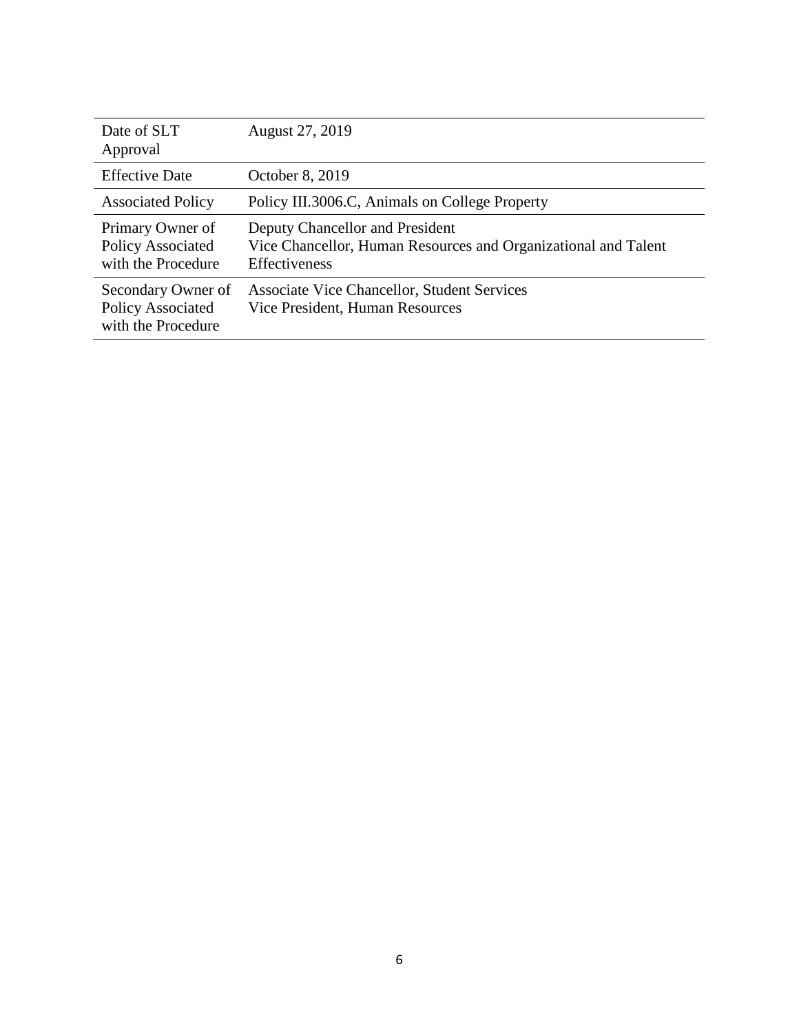| | |
|---|---|
| Date of SLT Approval | August 27, 2019 |
| Effective Date | October 8, 2019 |
| Associated Policy | Policy III.3006.C, Animals on College Property |
| Primary Owner of Policy Associated with the Procedure | Deputy Chancellor and President<br>Vice Chancellor, Human Resources and Organizational and Talent Effectiveness |
| Secondary Owner of Policy Associated with the Procedure | Associate Vice Chancellor, Student Services<br>Vice President, Human Resources |